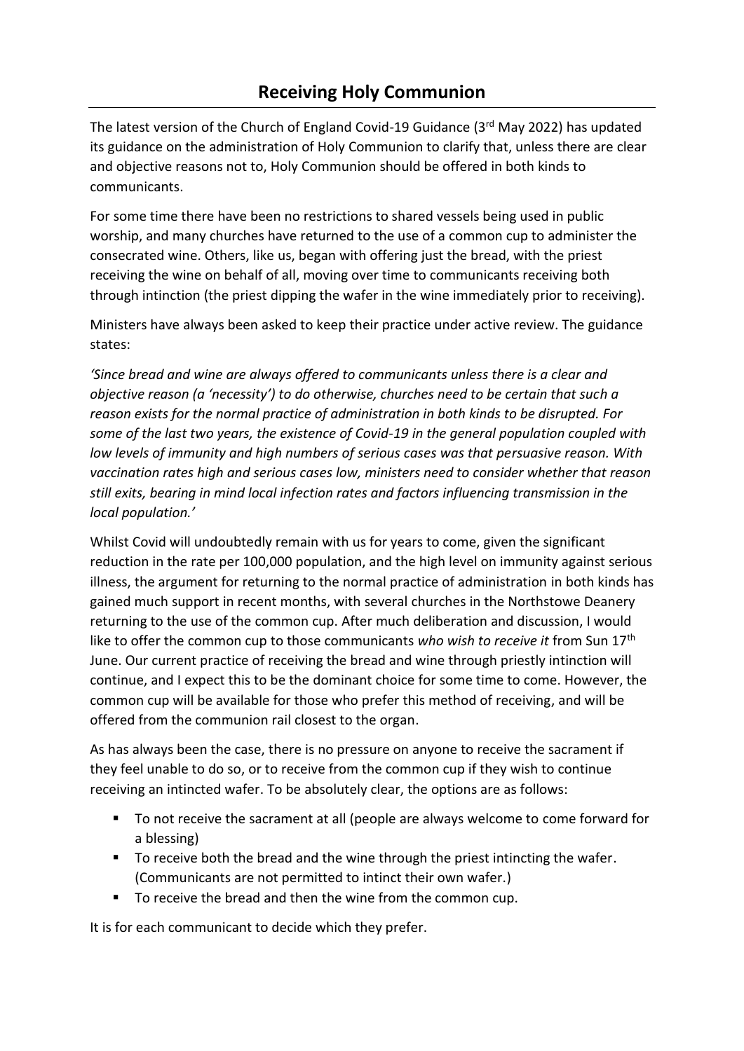# Receiving Holy Communion

The latest version of the Church of England Covid-19 Guidance (3rd May 2022) has updated its guidance on the administration of Holy Communion to clarify that, unless there are clear and objective reasons not to, Holy Communion should be offered in both kinds to communicants.

For some time there have been no restrictions to shared vessels being used in public worship, and many churches have returned to the use of a common cup to administer the consecrated wine. Others, like us, began with offering just the bread, with the priest receiving the wine on behalf of all, moving over time to communicants receiving both through intinction (the priest dipping the wafer in the wine immediately prior to receiving).

Ministers have always been asked to keep their practice under active review. The guidance states:

*'Since bread and wine are always offered to communicants unless there is a clear and objective reason (a 'necessity') to do otherwise, churches need to be certain that such a reason exists for the normal practice of administration in both kinds to be disrupted. For some of the last two years, the existence of Covid-19 in the general population coupled with low levels of immunity and high numbers of serious cases was that persuasive reason. With vaccination rates high and serious cases low, ministers need to consider whether that reason still exits, bearing in mind local infection rates and factors influencing transmission in the local population.'*

Whilst Covid will undoubtedly remain with us for years to come, given the significant reduction in the rate per 100,000 population, and the high level on immunity against serious illness, the argument for returning to the normal practice of administration in both kinds has gained much support in recent months, with several churches in the Northstowe Deanery returning to the use of the common cup. After much deliberation and discussion, I would like to offer the common cup to those communicants *who wish to receive it* from Sun 17th June. Our current practice of receiving the bread and wine through priestly intinction will continue, and I expect this to be the dominant choice for some time to come. However, the common cup will be available for those who prefer this method of receiving, and will be offered from the communion rail closest to the organ.

As has always been the case, there is no pressure on anyone to receive the sacrament if they feel unable to do so, or to receive from the common cup if they wish to continue receiving an intincted wafer. To be absolutely clear, the options are as follows:

- To not receive the sacrament at all (people are always welcome to come forward for a blessing)
- To receive both the bread and the wine through the priest intincting the wafer. (Communicants are not permitted to intinct their own wafer.)
- To receive the bread and then the wine from the common cup.

It is for each communicant to decide which they prefer.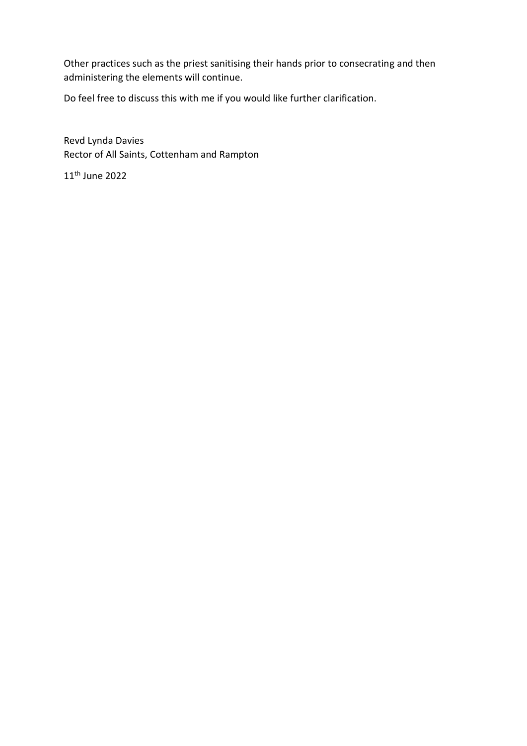Other practices such as the priest sanitising their hands prior to consecrating and then administering the elements will continue.

Do feel free to discuss this with me if you would like further clarification.

Revd Lynda Davies
Rector of All Saints, Cottenham and Rampton

11th June 2022